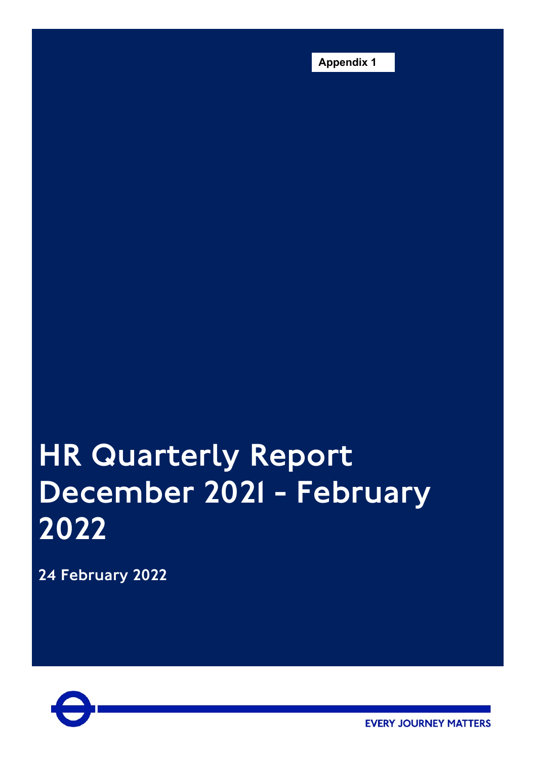**Appendix 1**

# HR Quarterly Report December 2021 - February 2022

**24 February 2022**

EVERY JOURNEY MATTERS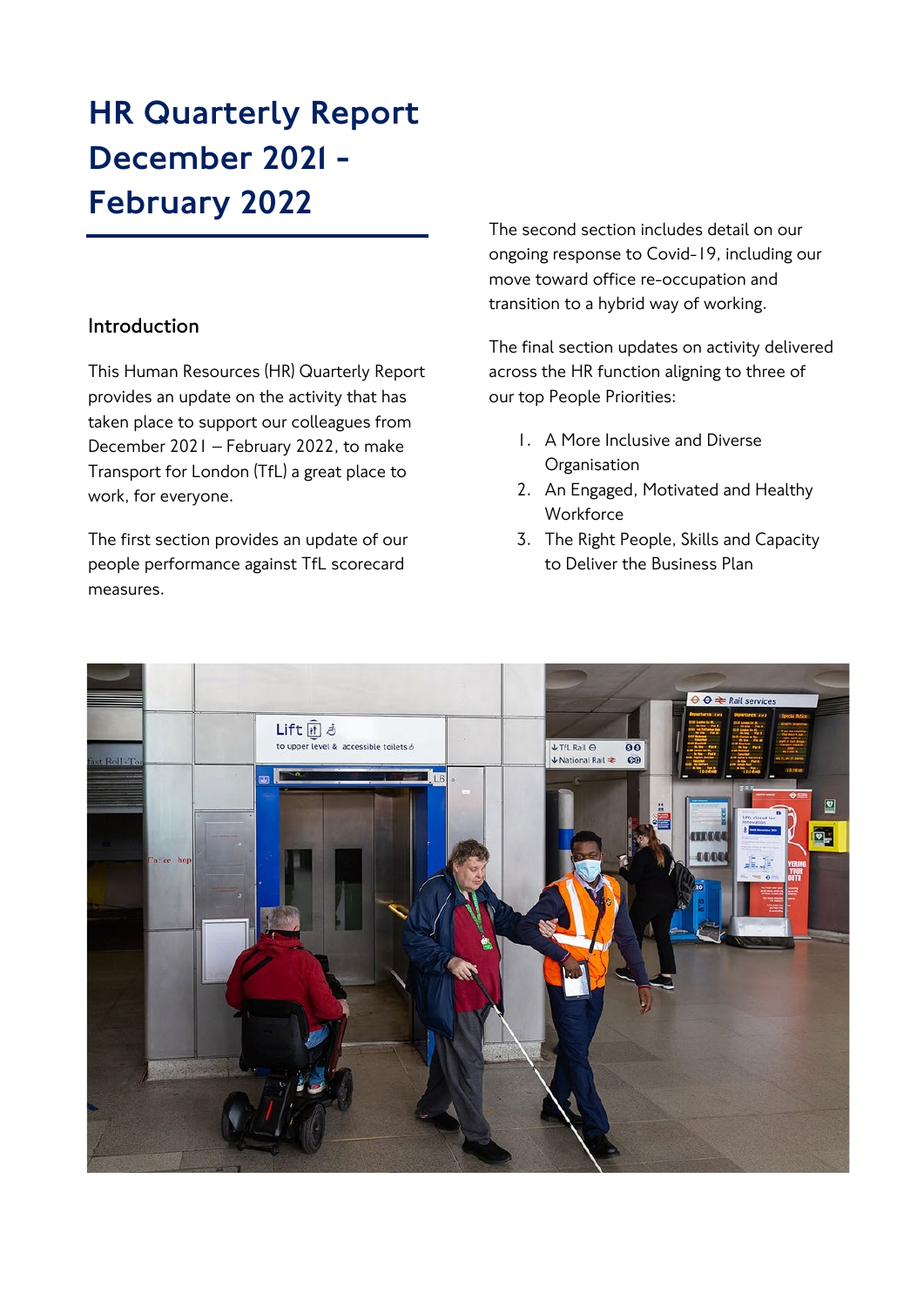# HR Quarterly Report December 2021 - February 2022

## Introduction

This Human Resources (HR) Quarterly Report provides an update on the activity that has taken place to support our colleagues from December 2021 – February 2022, to make Transport for London (TfL) a great place to work, for everyone.

The first section provides an update of our people performance against TfL scorecard measures.

The second section includes detail on our ongoing response to Covid-19, including our move toward office re-occupation and transition to a hybrid way of working.

The final section updates on activity delivered across the HR function aligning to three of our top People Priorities:

1. A More Inclusive and Diverse Organisation
2. An Engaged, Motivated and Healthy Workforce
3. The Right People, Skills and Capacity to Deliver the Business Plan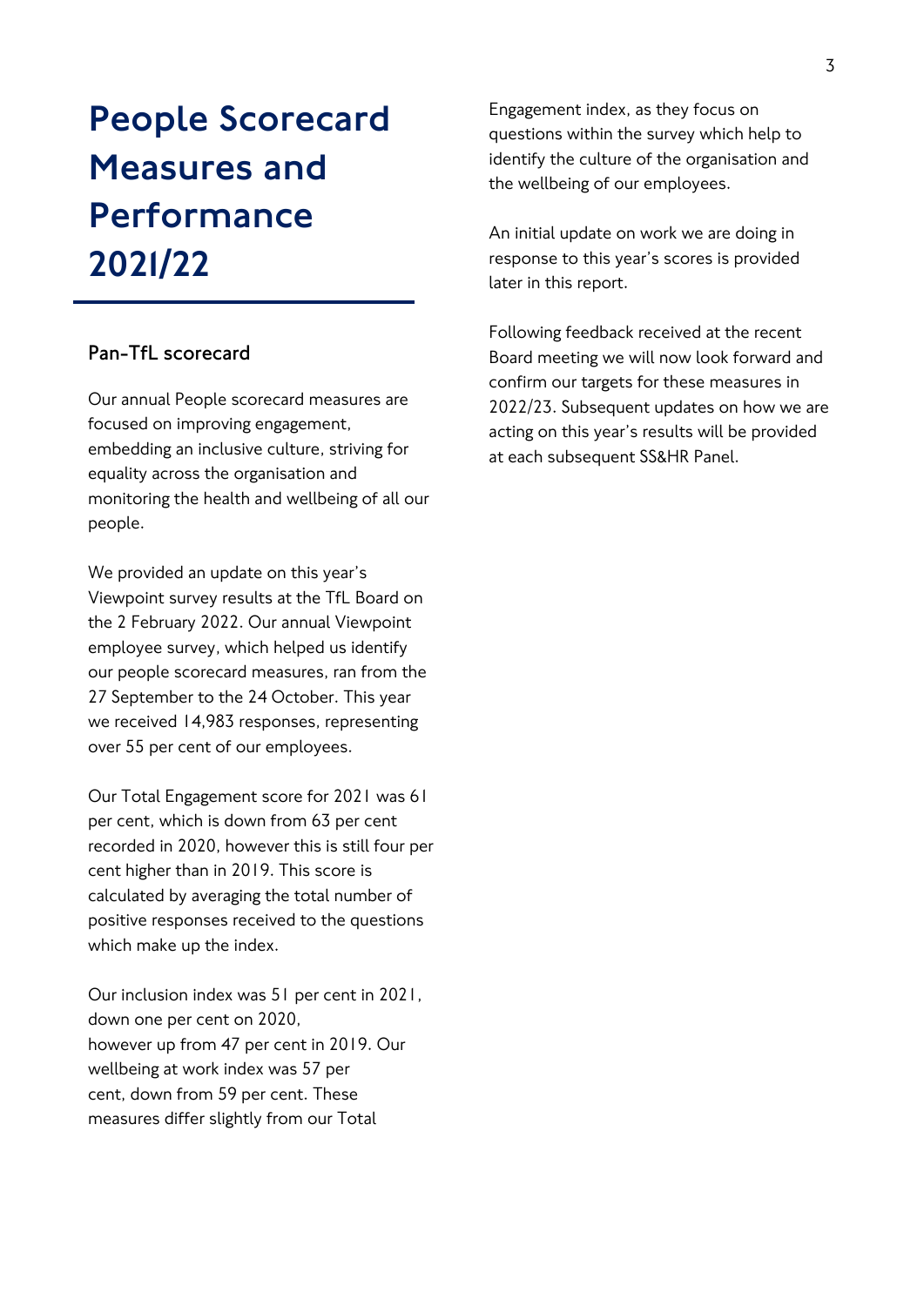# People Scorecard Measures and Performance 2021/22

## Pan-TfL scorecard

Our annual People scorecard measures are focused on improving engagement, embedding an inclusive culture, striving for equality across the organisation and monitoring the health and wellbeing of all our people.

We provided an update on this year's Viewpoint survey results at the TfL Board on the 2 February 2022. Our annual Viewpoint employee survey, which helped us identify our people scorecard measures, ran from the 27 September to the 24 October. This year we received 14,983 responses, representing over 55 per cent of our employees.

Our Total Engagement score for 2021 was 61 per cent, which is down from 63 per cent recorded in 2020, however this is still four per cent higher than in 2019. This score is calculated by averaging the total number of positive responses received to the questions which make up the index.

Our inclusion index was 51 per cent in 2021, down one per cent on 2020, however up from 47 per cent in 2019. Our wellbeing at work index was 57 per cent, down from 59 per cent. These measures differ slightly from our Total Engagement index, as they focus on questions within the survey which help to identify the culture of the organisation and the wellbeing of our employees.

An initial update on work we are doing in response to this year's scores is provided later in this report.

Following feedback received at the recent Board meeting we will now look forward and confirm our targets for these measures in 2022/23. Subsequent updates on how we are acting on this year's results will be provided at each subsequent SS&HR Panel.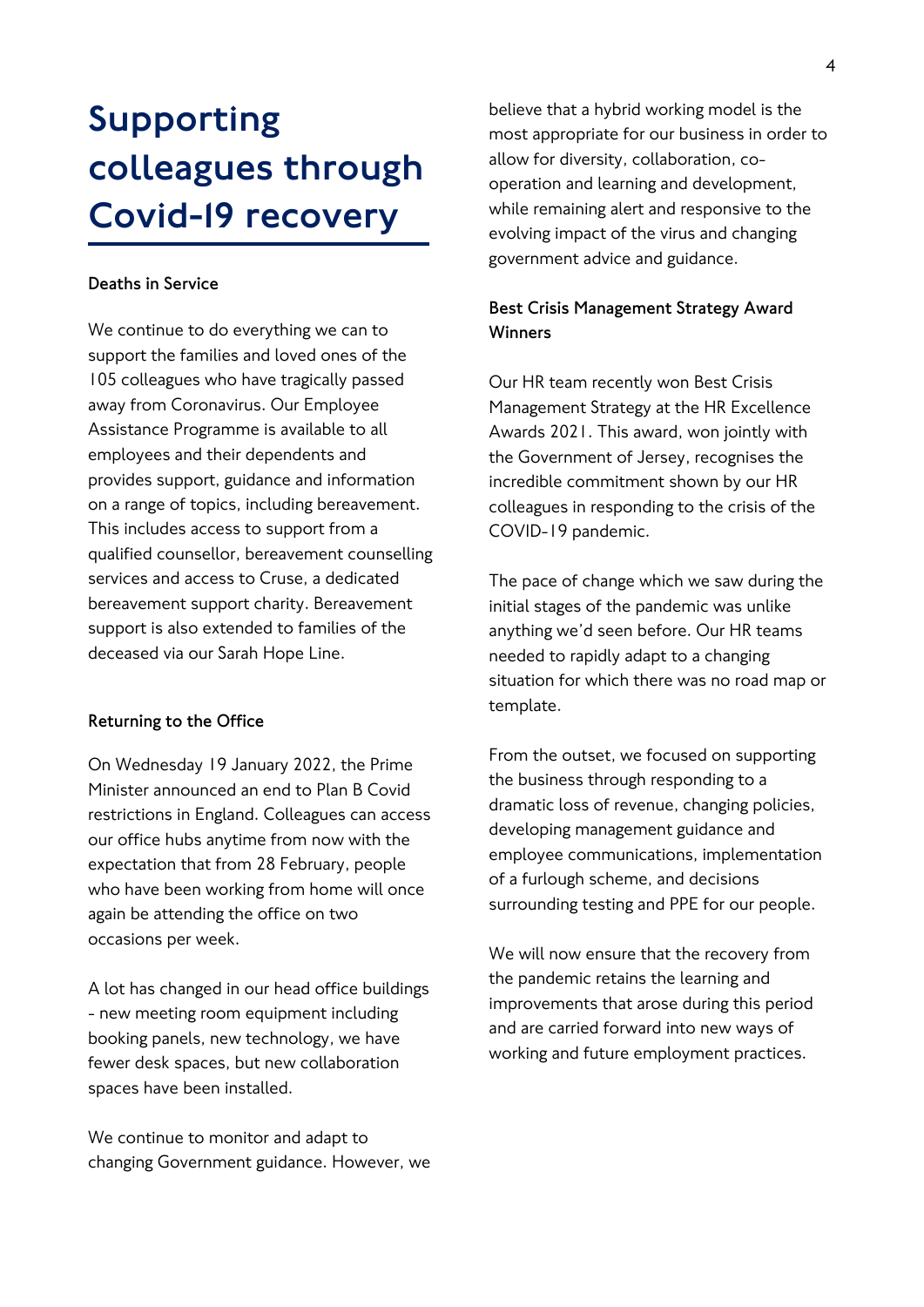# Supporting colleagues through Covid-19 recovery

**Deaths in Service**

We continue to do everything we can to support the families and loved ones of the 105 colleagues who have tragically passed away from Coronavirus. Our Employee Assistance Programme is available to all employees and their dependents and provides support, guidance and information on a range of topics, including bereavement. This includes access to support from a qualified counsellor, bereavement counselling services and access to Cruse, a dedicated bereavement support charity. Bereavement support is also extended to families of the deceased via our Sarah Hope Line.

**Returning to the Office**

On Wednesday 19 January 2022, the Prime Minister announced an end to Plan B Covid restrictions in England. Colleagues can access our office hubs anytime from now with the expectation that from 28 February, people who have been working from home will once again be attending the office on two occasions per week.

A lot has changed in our head office buildings - new meeting room equipment including booking panels, new technology, we have fewer desk spaces, but new collaboration spaces have been installed.

We continue to monitor and adapt to changing Government guidance. However, we believe that a hybrid working model is the most appropriate for our business in order to allow for diversity, collaboration, co-operation and learning and development, while remaining alert and responsive to the evolving impact of the virus and changing government advice and guidance.

**Best Crisis Management Strategy Award Winners**

Our HR team recently won Best Crisis Management Strategy at the HR Excellence Awards 2021. This award, won jointly with the Government of Jersey, recognises the incredible commitment shown by our HR colleagues in responding to the crisis of the COVID-19 pandemic.

The pace of change which we saw during the initial stages of the pandemic was unlike anything we'd seen before. Our HR teams needed to rapidly adapt to a changing situation for which there was no road map or template.

From the outset, we focused on supporting the business through responding to a dramatic loss of revenue, changing policies, developing management guidance and employee communications, implementation of a furlough scheme, and decisions surrounding testing and PPE for our people.

We will now ensure that the recovery from the pandemic retains the learning and improvements that arose during this period and are carried forward into new ways of working and future employment practices.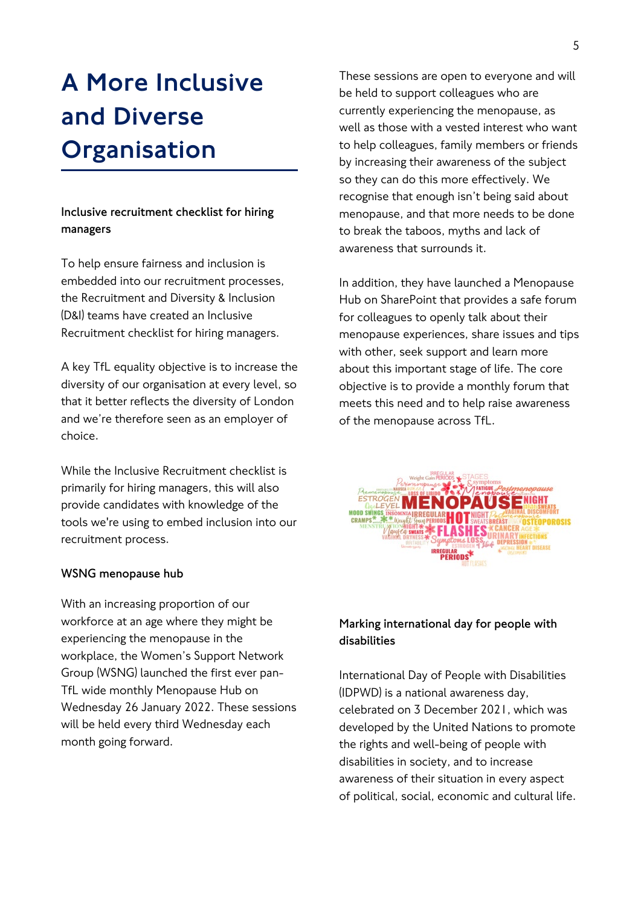# A More Inclusive and Diverse Organisation

### Inclusive recruitment checklist for hiring managers

To help ensure fairness and inclusion is embedded into our recruitment processes, the Recruitment and Diversity & Inclusion (D&I) teams have created an Inclusive Recruitment checklist for hiring managers.

A key TfL equality objective is to increase the diversity of our organisation at every level, so that it better reflects the diversity of London and we're therefore seen as an employer of choice.

While the Inclusive Recruitment checklist is primarily for hiring managers, this will also provide candidates with knowledge of the tools we're using to embed inclusion into our recruitment process.

### WSNG menopause hub

With an increasing proportion of our workforce at an age where they might be experiencing the menopause in the workplace, the Women's Support Network Group (WSNG) launched the first ever pan-TfL wide monthly Menopause Hub on Wednesday 26 January 2022. These sessions will be held every third Wednesday each month going forward.

These sessions are open to everyone and will be held to support colleagues who are currently experiencing the menopause, as well as those with a vested interest who want to help colleagues, family members or friends by increasing their awareness of the subject so they can do this more effectively. We recognise that enough isn't being said about menopause, and that more needs to be done to break the taboos, myths and lack of awareness that surrounds it.

In addition, they have launched a Menopause Hub on SharePoint that provides a safe forum for colleagues to openly talk about their menopause experiences, share issues and tips with other, seek support and learn more about this important stage of life. The core objective is to provide a monthly forum that meets this need and to help raise awareness of the menopause across TfL.

### Marking international day for people with disabilities

International Day of People with Disabilities (IDPWD) is a national awareness day, celebrated on 3 December 2021, which was developed by the United Nations to promote the rights and well-being of people with disabilities in society, and to increase awareness of their situation in every aspect of political, social, economic and cultural life.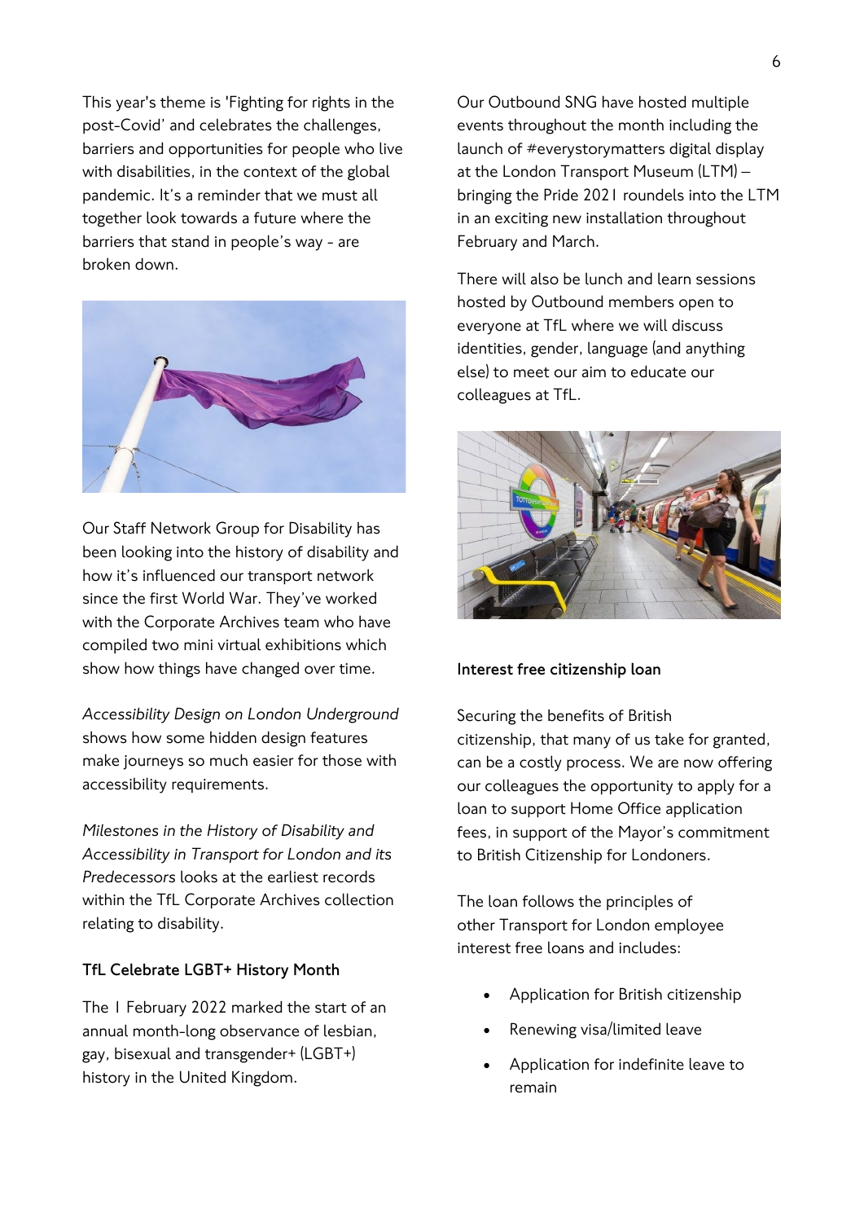This year's theme is 'Fighting for rights in the post-Covid' and celebrates the challenges, barriers and opportunities for people who live with disabilities, in the context of the global pandemic. It's a reminder that we must all together look towards a future where the barriers that stand in people's way - are broken down.

Our Staff Network Group for Disability has been looking into the history of disability and how it's influenced our transport network since the first World War. They've worked with the Corporate Archives team who have compiled two mini virtual exhibitions which show how things have changed over time.

*Accessibility Design on London Underground* shows how some hidden design features make journeys so much easier for those with accessibility requirements.

*Milestones in the History of Disability and Accessibility in Transport for London and its Predecessors* looks at the earliest records within the TfL Corporate Archives collection relating to disability.

**TfL Celebrate LGBT+ History Month**

The 1 February 2022 marked the start of an annual month-long observance of lesbian, gay, bisexual and transgender+ (LGBT+) history in the United Kingdom.

Our Outbound SNG have hosted multiple events throughout the month including the launch of #everystorymatters digital display at the London Transport Museum (LTM) – bringing the Pride 2021 roundels into the LTM in an exciting new installation throughout February and March.

There will also be lunch and learn sessions hosted by Outbound members open to everyone at TfL where we will discuss identities, gender, language (and anything else) to meet our aim to educate our colleagues at TfL.

**Interest free citizenship loan**

Securing the benefits of British citizenship, that many of us take for granted, can be a costly process. We are now offering our colleagues the opportunity to apply for a loan to support Home Office application fees, in support of the Mayor's commitment to British Citizenship for Londoners.

The loan follows the principles of other Transport for London employee interest free loans and includes:

- Application for British citizenship
- Renewing visa/limited leave
- Application for indefinite leave to remain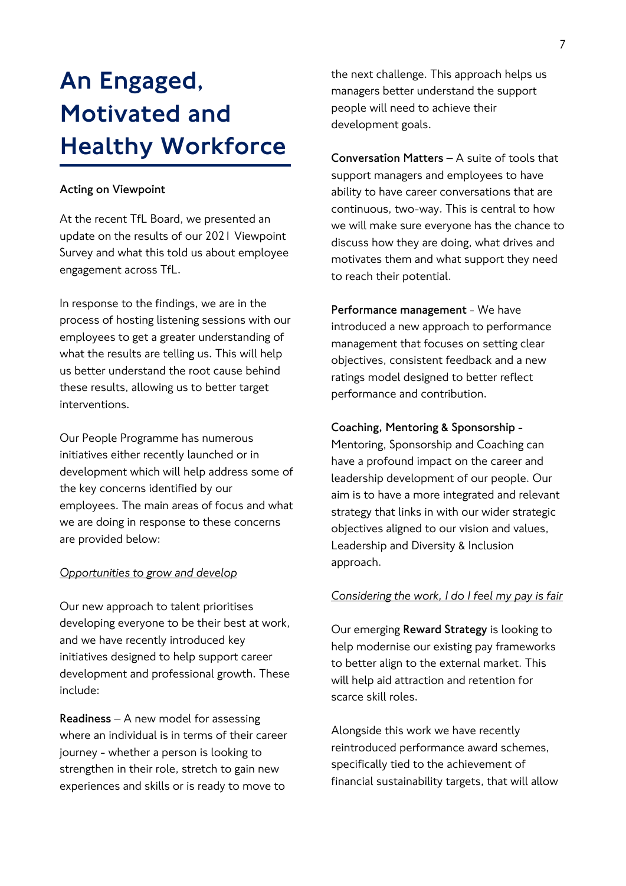# An Engaged, Motivated and Healthy Workforce

**Acting on Viewpoint**

At the recent TfL Board, we presented an update on the results of our 2021 Viewpoint Survey and what this told us about employee engagement across TfL.

In response to the findings, we are in the process of hosting listening sessions with our employees to get a greater understanding of what the results are telling us. This will help us better understand the root cause behind these results, allowing us to better target interventions.

Our People Programme has numerous initiatives either recently launched or in development which will help address some of the key concerns identified by our employees. The main areas of focus and what we are doing in response to these concerns are provided below:

*Opportunities to grow and develop*

Our new approach to talent prioritises developing everyone to be their best at work, and we have recently introduced key initiatives designed to help support career development and professional growth. These include:

**Readiness** – A new model for assessing where an individual is in terms of their career journey - whether a person is looking to strengthen in their role, stretch to gain new experiences and skills or is ready to move to the next challenge. This approach helps us managers better understand the support people will need to achieve their development goals.

**Conversation Matters** – A suite of tools that support managers and employees to have ability to have career conversations that are continuous, two-way. This is central to how we will make sure everyone has the chance to discuss how they are doing, what drives and motivates them and what support they need to reach their potential.

**Performance management** - We have introduced a new approach to performance management that focuses on setting clear objectives, consistent feedback and a new ratings model designed to better reflect performance and contribution.

**Coaching, Mentoring & Sponsorship** - Mentoring, Sponsorship and Coaching can have a profound impact on the career and leadership development of our people. Our aim is to have a more integrated and relevant strategy that links in with our wider strategic objectives aligned to our vision and values, Leadership and Diversity & Inclusion approach.

*Considering the work, I do I feel my pay is fair*

Our emerging **Reward Strategy** is looking to help modernise our existing pay frameworks to better align to the external market. This will help aid attraction and retention for scarce skill roles.

Alongside this work we have recently reintroduced performance award schemes, specifically tied to the achievement of financial sustainability targets, that will allow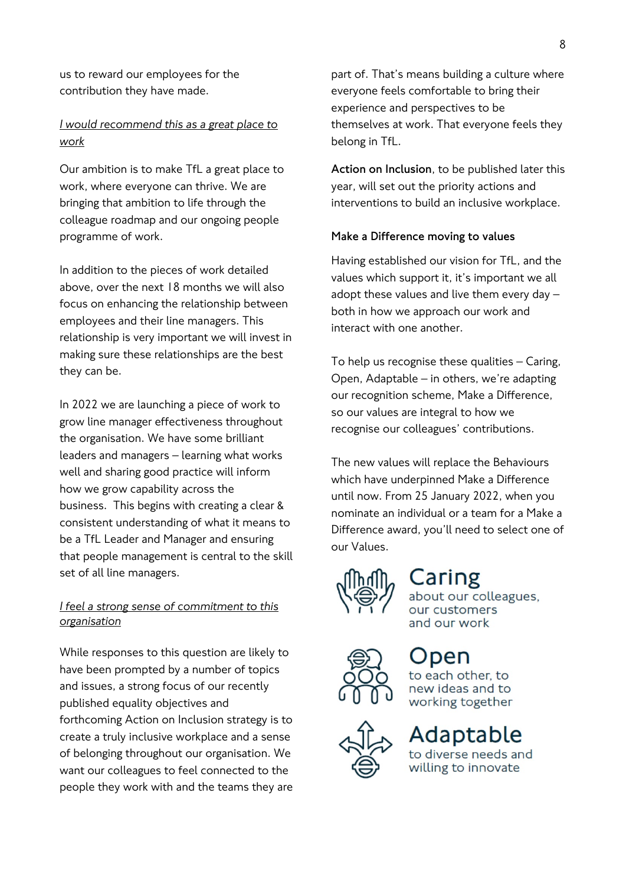us to reward our employees for the contribution they have made.

*I would recommend this as a great place to work*

Our ambition is to make TfL a great place to work, where everyone can thrive. We are bringing that ambition to life through the colleague roadmap and our ongoing people programme of work.

In addition to the pieces of work detailed above, over the next 18 months we will also focus on enhancing the relationship between employees and their line managers. This relationship is very important we will invest in making sure these relationships are the best they can be.

In 2022 we are launching a piece of work to grow line manager effectiveness throughout the organisation. We have some brilliant leaders and managers – learning what works well and sharing good practice will inform how we grow capability across the business. This begins with creating a clear & consistent understanding of what it means to be a TfL Leader and Manager and ensuring that people management is central to the skill set of all line managers.

*I feel a strong sense of commitment to this organisation*

While responses to this question are likely to have been prompted by a number of topics and issues, a strong focus of our recently published equality objectives and forthcoming Action on Inclusion strategy is to create a truly inclusive workplace and a sense of belonging throughout our organisation. We want our colleagues to feel connected to the people they work with and the teams they are part of. That's means building a culture where everyone feels comfortable to bring their experience and perspectives to be themselves at work. That everyone feels they belong in TfL.

**Action on Inclusion**, to be published later this year, will set out the priority actions and interventions to build an inclusive workplace.

**Make a Difference moving to values**

Having established our vision for TfL, and the values which support it, it's important we all adopt these values and live them every day – both in how we approach our work and interact with one another.

To help us recognise these qualities – Caring, Open, Adaptable – in others, we're adapting our recognition scheme, Make a Difference, so our values are integral to how we recognise our colleagues' contributions.

The new values will replace the Behaviours which have underpinned Make a Difference until now. From 25 January 2022, when you nominate an individual or a team for a Make a Difference award, you'll need to select one of our Values.

**Caring**
about our colleagues, our customers and our work

**Open**
to each other, to new ideas and to working together

**Adaptable**
to diverse needs and willing to innovate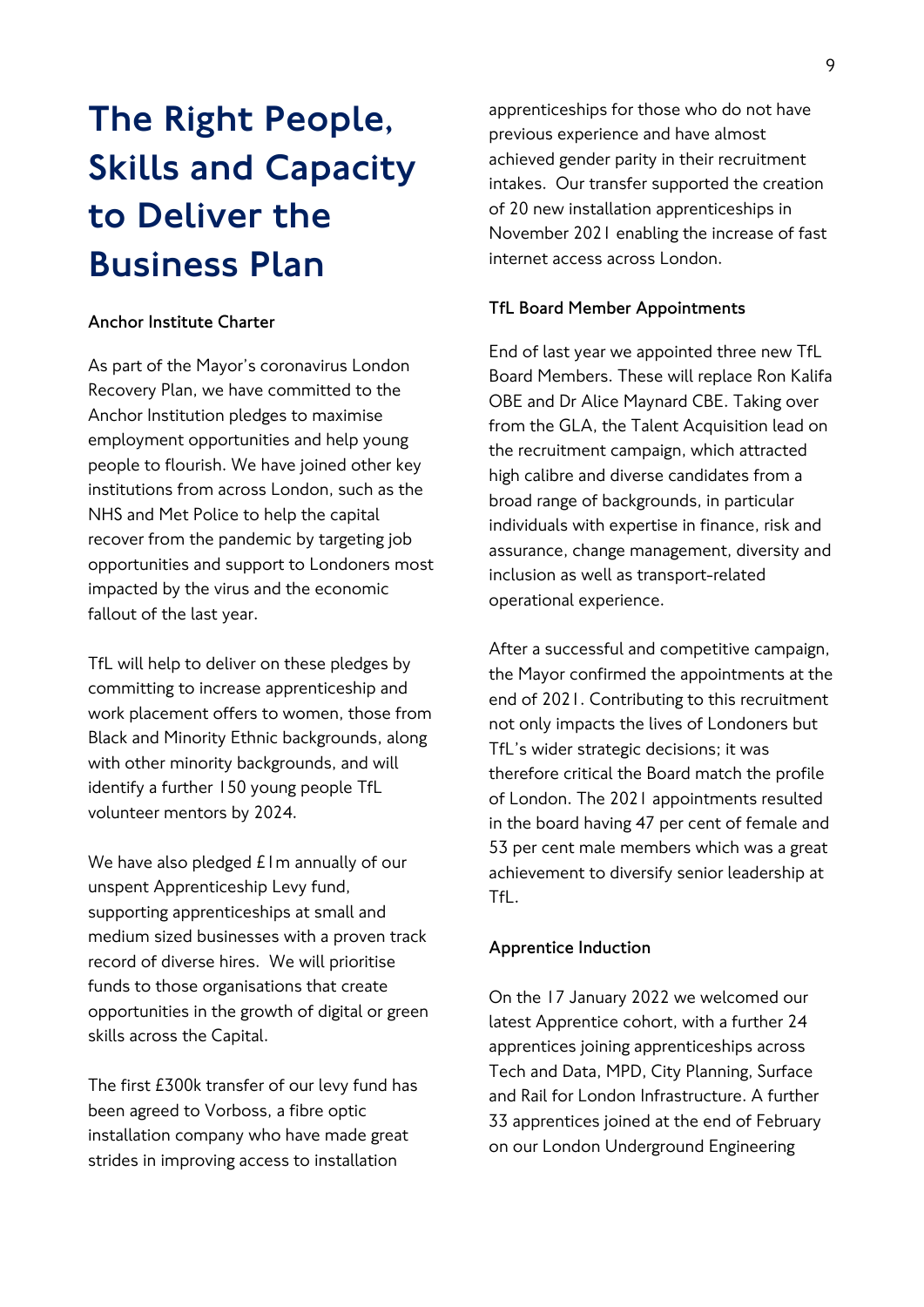# The Right People, Skills and Capacity to Deliver the Business Plan

**Anchor Institute Charter**

As part of the Mayor's coronavirus London Recovery Plan, we have committed to the Anchor Institution pledges to maximise employment opportunities and help young people to flourish. We have joined other key institutions from across London, such as the NHS and Met Police to help the capital recover from the pandemic by targeting job opportunities and support to Londoners most impacted by the virus and the economic fallout of the last year.

TfL will help to deliver on these pledges by committing to increase apprenticeship and work placement offers to women, those from Black and Minority Ethnic backgrounds, along with other minority backgrounds, and will identify a further 150 young people TfL volunteer mentors by 2024.

We have also pledged £1m annually of our unspent Apprenticeship Levy fund, supporting apprenticeships at small and medium sized businesses with a proven track record of diverse hires. We will prioritise funds to those organisations that create opportunities in the growth of digital or green skills across the Capital.

The first £300k transfer of our levy fund has been agreed to Vorboss, a fibre optic installation company who have made great strides in improving access to installation apprenticeships for those who do not have previous experience and have almost achieved gender parity in their recruitment intakes. Our transfer supported the creation of 20 new installation apprenticeships in November 2021 enabling the increase of fast internet access across London.

**TfL Board Member Appointments**

End of last year we appointed three new TfL Board Members. These will replace Ron Kalifa OBE and Dr Alice Maynard CBE. Taking over from the GLA, the Talent Acquisition lead on the recruitment campaign, which attracted high calibre and diverse candidates from a broad range of backgrounds, in particular individuals with expertise in finance, risk and assurance, change management, diversity and inclusion as well as transport-related operational experience.

After a successful and competitive campaign, the Mayor confirmed the appointments at the end of 2021. Contributing to this recruitment not only impacts the lives of Londoners but TfL's wider strategic decisions; it was therefore critical the Board match the profile of London. The 2021 appointments resulted in the board having 47 per cent of female and 53 per cent male members which was a great achievement to diversify senior leadership at TfL.

**Apprentice Induction**

On the 17 January 2022 we welcomed our latest Apprentice cohort, with a further 24 apprentices joining apprenticeships across Tech and Data, MPD, City Planning, Surface and Rail for London Infrastructure. A further 33 apprentices joined at the end of February on our London Underground Engineering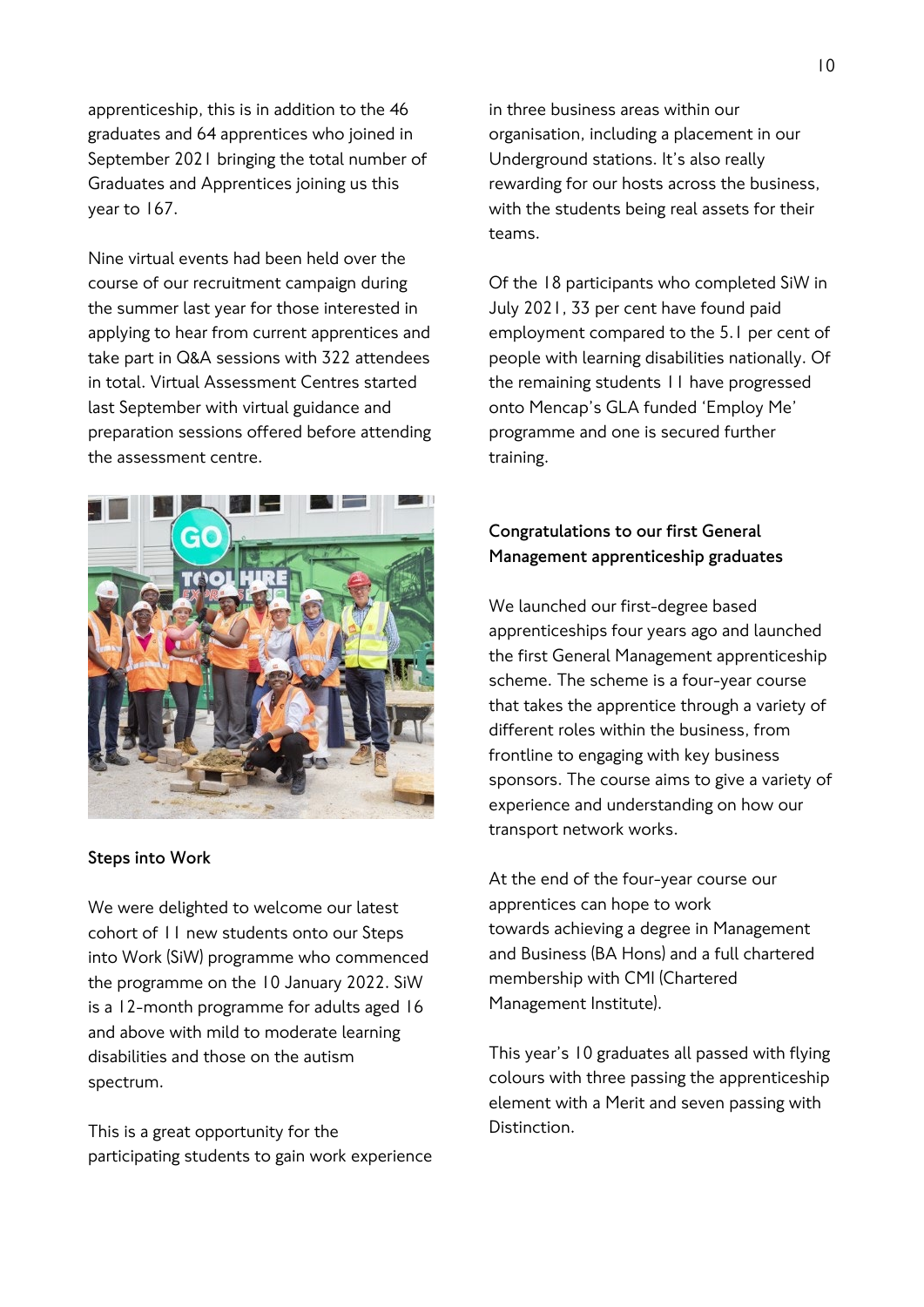apprenticeship, this is in addition to the 46 graduates and 64 apprentices who joined in September 2021 bringing the total number of Graduates and Apprentices joining us this year to 167.

Nine virtual events had been held over the course of our recruitment campaign during the summer last year for those interested in applying to hear from current apprentices and take part in Q&A sessions with 322 attendees in total. Virtual Assessment Centres started last September with virtual guidance and preparation sessions offered before attending the assessment centre.

### Steps into Work

We were delighted to welcome our latest cohort of 11 new students onto our Steps into Work (SiW) programme who commenced the programme on the 10 January 2022. SiW is a 12-month programme for adults aged 16 and above with mild to moderate learning disabilities and those on the autism spectrum.

This is a great opportunity for the participating students to gain work experience in three business areas within our organisation, including a placement in our Underground stations. It's also really rewarding for our hosts across the business, with the students being real assets for their teams.

Of the 18 participants who completed SiW in July 2021, 33 per cent have found paid employment compared to the 5.1 per cent of people with learning disabilities nationally. Of the remaining students 11 have progressed onto Mencap's GLA funded 'Employ Me' programme and one is secured further training.

### Congratulations to our first General Management apprenticeship graduates

We launched our first-degree based apprenticeships four years ago and launched the first General Management apprenticeship scheme. The scheme is a four-year course that takes the apprentice through a variety of different roles within the business, from frontline to engaging with key business sponsors. The course aims to give a variety of experience and understanding on how our transport network works.

At the end of the four-year course our apprentices can hope to work towards achieving a degree in Management and Business (BA Hons) and a full chartered membership with CMI (Chartered Management Institute).

This year's 10 graduates all passed with flying colours with three passing the apprenticeship element with a Merit and seven passing with Distinction.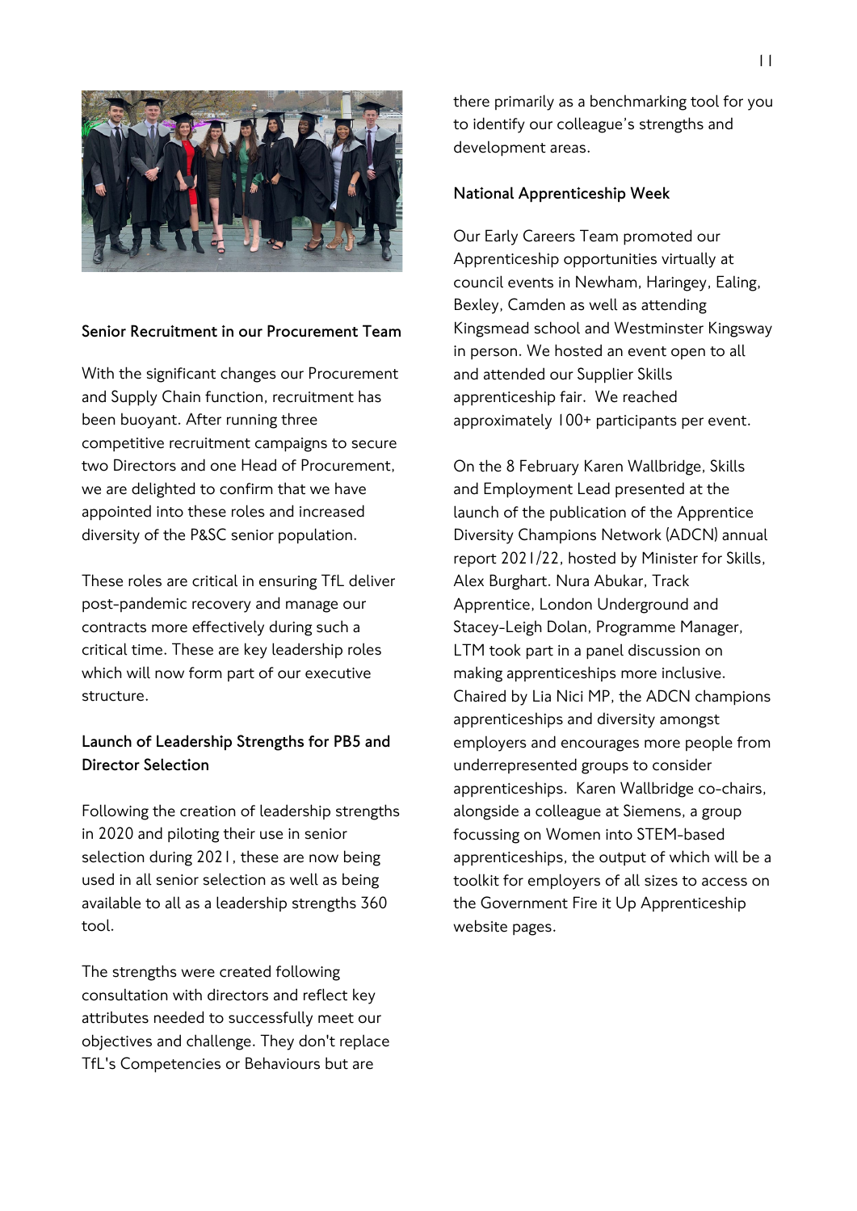### Senior Recruitment in our Procurement Team

With the significant changes our Procurement and Supply Chain function, recruitment has been buoyant. After running three competitive recruitment campaigns to secure two Directors and one Head of Procurement, we are delighted to confirm that we have appointed into these roles and increased diversity of the P&SC senior population.

These roles are critical in ensuring TfL deliver post-pandemic recovery and manage our contracts more effectively during such a critical time. These are key leadership roles which will now form part of our executive structure.

### Launch of Leadership Strengths for PB5 and Director Selection

Following the creation of leadership strengths in 2020 and piloting their use in senior selection during 2021, these are now being used in all senior selection as well as being available to all as a leadership strengths 360 tool.

The strengths were created following consultation with directors and reflect key attributes needed to successfully meet our objectives and challenge. They don't replace TfL's Competencies or Behaviours but are there primarily as a benchmarking tool for you to identify our colleague's strengths and development areas.

### National Apprenticeship Week

Our Early Careers Team promoted our Apprenticeship opportunities virtually at council events in Newham, Haringey, Ealing, Bexley, Camden as well as attending Kingsmead school and Westminster Kingsway in person. We hosted an event open to all and attended our Supplier Skills apprenticeship fair. We reached approximately 100+ participants per event.

On the 8 February Karen Wallbridge, Skills and Employment Lead presented at the launch of the publication of the Apprentice Diversity Champions Network (ADCN) annual report 2021/22, hosted by Minister for Skills, Alex Burghart. Nura Abukar, Track Apprentice, London Underground and Stacey-Leigh Dolan, Programme Manager, LTM took part in a panel discussion on making apprenticeships more inclusive. Chaired by Lia Nici MP, the ADCN champions apprenticeships and diversity amongst employers and encourages more people from underrepresented groups to consider apprenticeships. Karen Wallbridge co-chairs, alongside a colleague at Siemens, a group focussing on Women into STEM-based apprenticeships, the output of which will be a toolkit for employers of all sizes to access on the Government Fire it Up Apprenticeship website pages.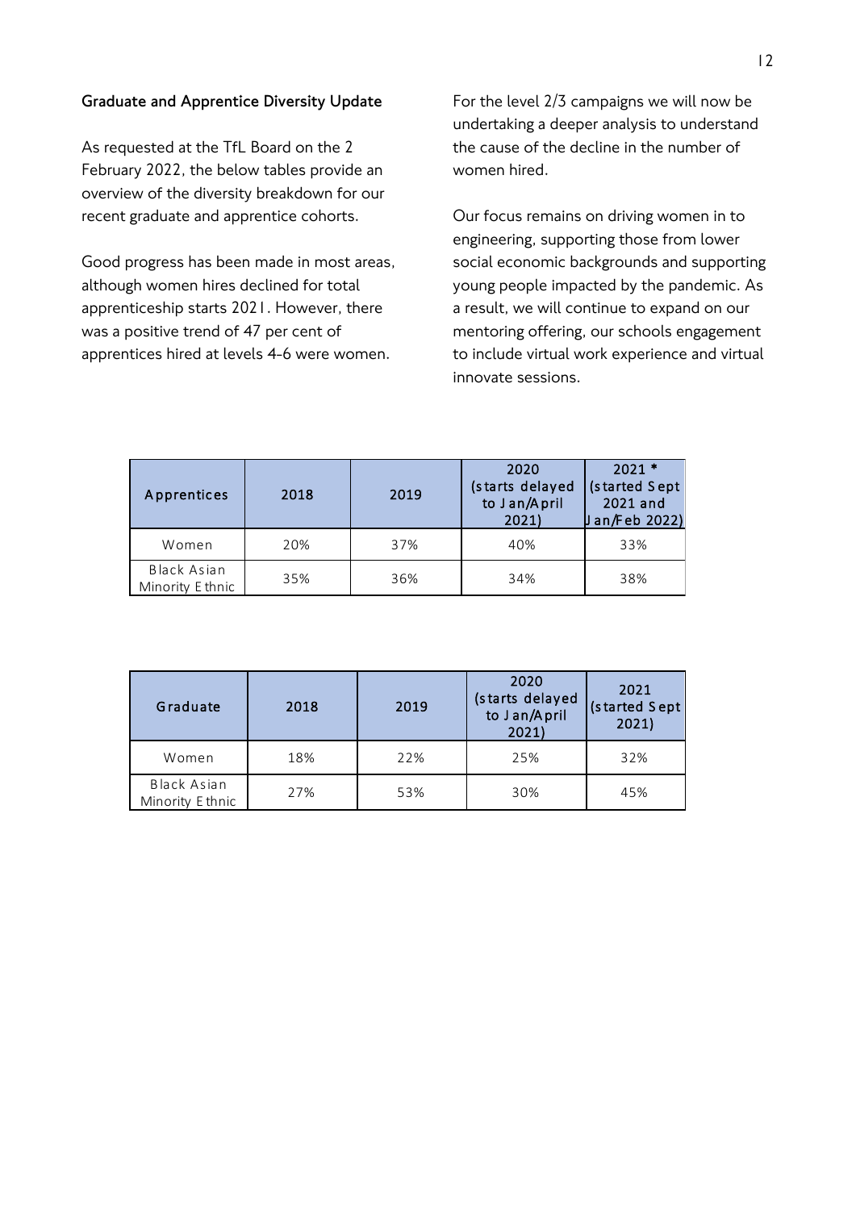**Graduate and Apprentice Diversity Update**

As requested at the TfL Board on the 2 February 2022, the below tables provide an overview of the diversity breakdown for our recent graduate and apprentice cohorts.

Good progress has been made in most areas, although women hires declined for total apprenticeship starts 2021. However, there was a positive trend of 47 per cent of apprentices hired at levels 4-6 were women.

For the level 2/3 campaigns we will now be undertaking a deeper analysis to understand the cause of the decline in the number of women hired.

Our focus remains on driving women in to engineering, supporting those from lower social economic backgrounds and supporting young people impacted by the pandemic. As a result, we will continue to expand on our mentoring offering, our schools engagement to include virtual work experience and virtual innovate sessions.

| Apprentices | 2018 | 2019 | 2020 (starts delayed to Jan/April 2021) | 2021 * (started Sept 2021 and Jan/Feb 2022) |
|---|---|---|---|---|
| Women | 20% | 37% | 40% | 33% |
| Black Asian Minority Ethnic | 35% | 36% | 34% | 38% |

| Graduate | 2018 | 2019 | 2020 (starts delayed to Jan/April 2021) | 2021 (started Sept 2021) |
|---|---|---|---|---|
| Women | 18% | 22% | 25% | 32% |
| Black Asian Minority Ethnic | 27% | 53% | 30% | 45% |